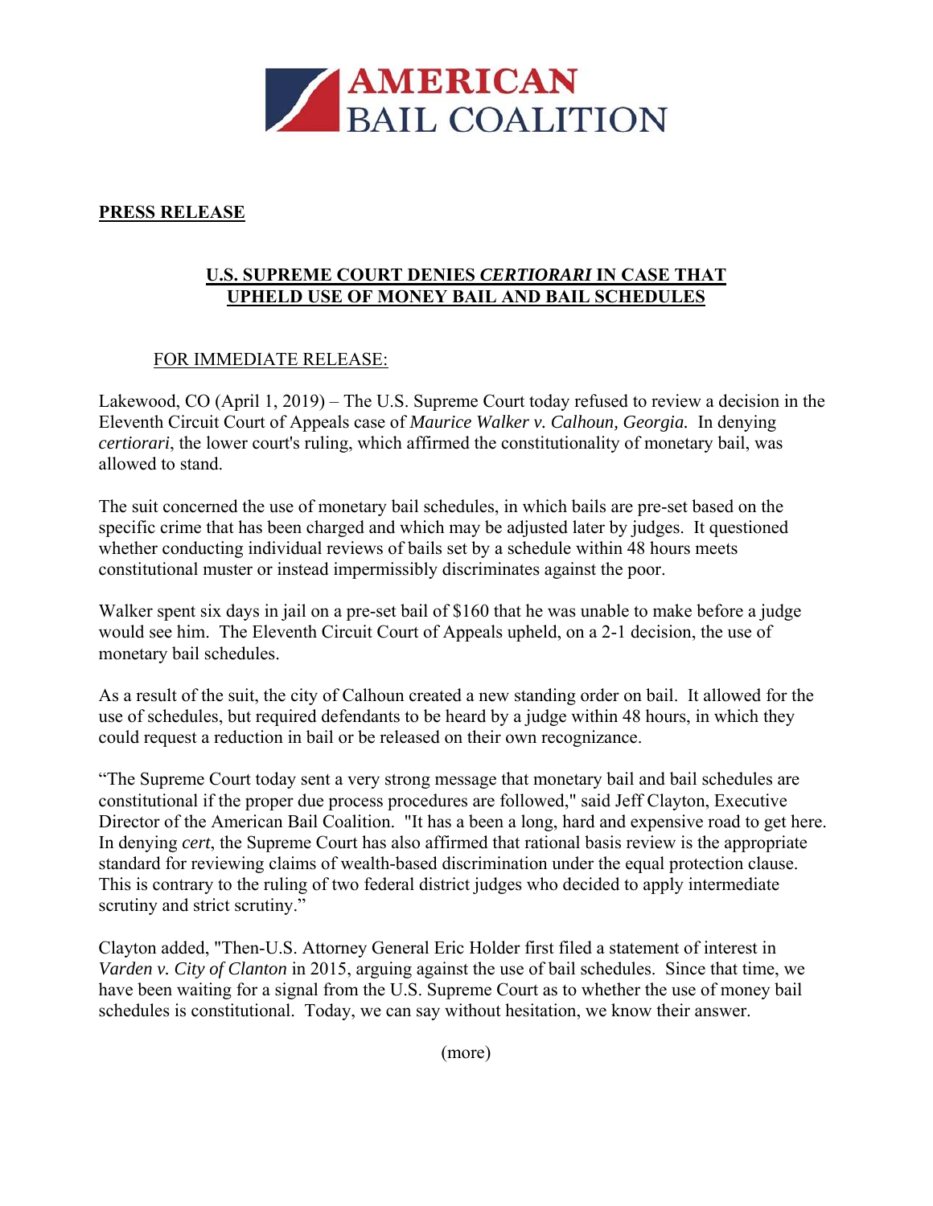# AMERICAN BAIL COALITION

**PRESS RELEASE**

## U.S. SUPREME COURT DENIES *CERTIORARI* IN CASE THAT UPHELD USE OF MONEY BAIL AND BAIL SCHEDULES

FOR IMMEDIATE RELEASE:

Lakewood, CO (April 1, 2019) – The U.S. Supreme Court today refused to review a decision in the Eleventh Circuit Court of Appeals case of *Maurice Walker v. Calhoun, Georgia.* In denying *certiorari*, the lower court's ruling, which affirmed the constitutionality of monetary bail, was allowed to stand.

The suit concerned the use of monetary bail schedules, in which bails are pre-set based on the specific crime that has been charged and which may be adjusted later by judges. It questioned whether conducting individual reviews of bails set by a schedule within 48 hours meets constitutional muster or instead impermissibly discriminates against the poor.

Walker spent six days in jail on a pre-set bail of $160 that he was unable to make before a judge would see him. The Eleventh Circuit Court of Appeals upheld, on a 2-1 decision, the use of monetary bail schedules.

As a result of the suit, the city of Calhoun created a new standing order on bail. It allowed for the use of schedules, but required defendants to be heard by a judge within 48 hours, in which they could request a reduction in bail or be released on their own recognizance.

"The Supreme Court today sent a very strong message that monetary bail and bail schedules are constitutional if the proper due process procedures are followed," said Jeff Clayton, Executive Director of the American Bail Coalition. "It has a been a long, hard and expensive road to get here. In denying *cert*, the Supreme Court has also affirmed that rational basis review is the appropriate standard for reviewing claims of wealth-based discrimination under the equal protection clause. This is contrary to the ruling of two federal district judges who decided to apply intermediate scrutiny and strict scrutiny."

Clayton added, "Then-U.S. Attorney General Eric Holder first filed a statement of interest in *Varden v. City of Clanton* in 2015, arguing against the use of bail schedules. Since that time, we have been waiting for a signal from the U.S. Supreme Court as to whether the use of money bail schedules is constitutional. Today, we can say without hesitation, we know their answer.

(more)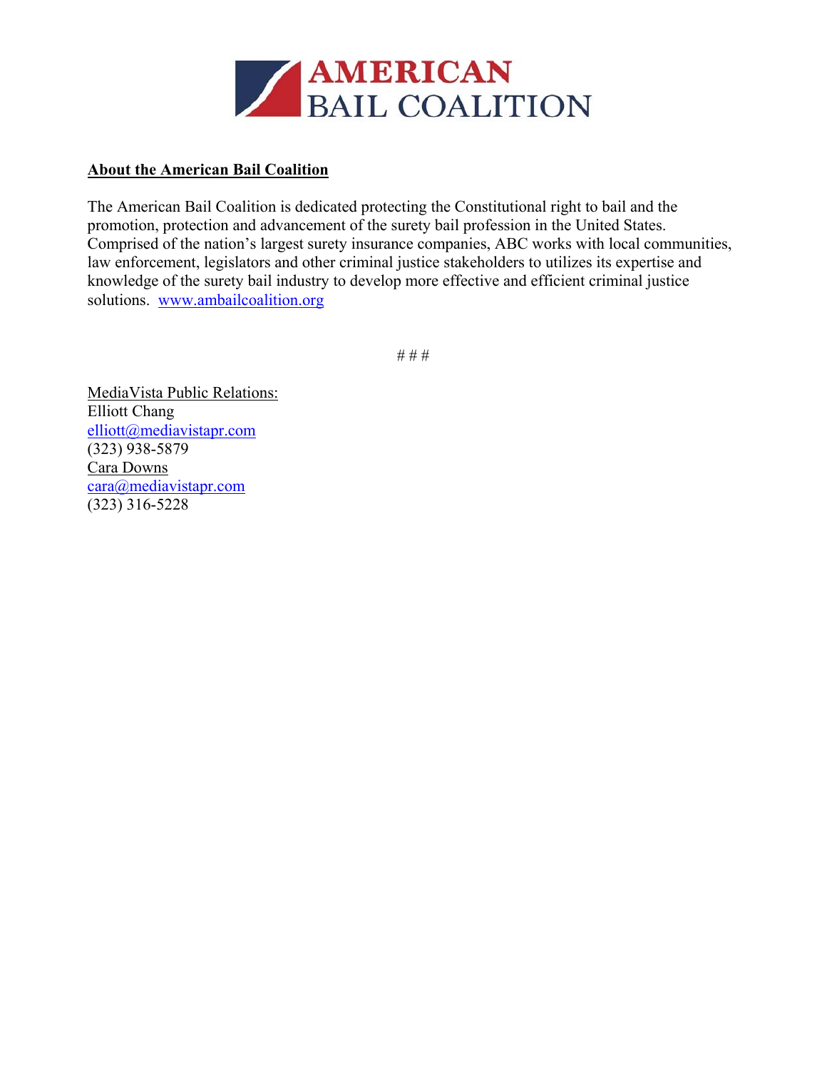# AMERICAN BAIL COALITION

**About the American Bail Coalition**

The American Bail Coalition is dedicated protecting the Constitutional right to bail and the promotion, protection and advancement of the surety bail profession in the United States. Comprised of the nation's largest surety insurance companies, ABC works with local communities, law enforcement, legislators and other criminal justice stakeholders to utilizes its expertise and knowledge of the surety bail industry to develop more effective and efficient criminal justice solutions. www.ambailcoalition.org

# # #

MediaVista Public Relations:
Elliott Chang
elliott@mediavistapr.com
(323) 938-5879
Cara Downs
cara@mediavistapr.com
(323) 316-5228